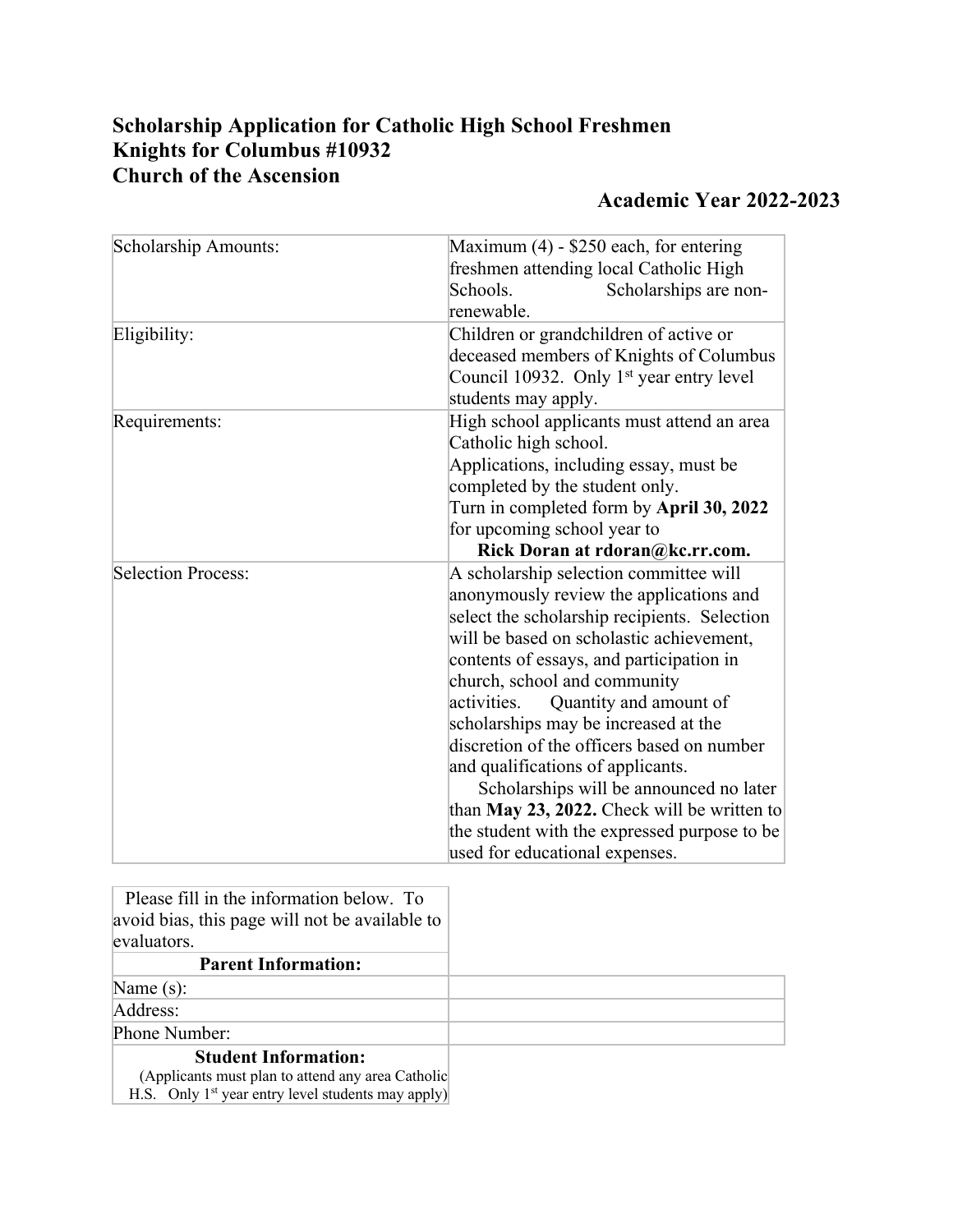# Scholarship Application for Catholic High School Freshmen
# Knights for Columbus #10932
# Church of the Ascension

## Academic Year 2022-2023

| | |
|---|---|
| Scholarship Amounts: | Maximum (4) - $250 each, for entering freshmen attending local Catholic High Schools. Scholarships are non-renewable. |
| Eligibility: | Children or grandchildren of active or deceased members of Knights of Columbus Council 10932. Only 1st year entry level students may apply. |
| Requirements: | High school applicants must attend an area Catholic high school.<br>Applications, including essay, must be completed by the student only.<br>Turn in completed form by **April 30, 2022** for upcoming school year to<br>**Rick Doran at rdoran@kc.rr.com.** |
| Selection Process: | A scholarship selection committee will anonymously review the applications and select the scholarship recipients. Selection will be based on scholastic achievement, contents of essays, and participation in church, school and community activities. Quantity and amount of scholarships may be increased at the discretion of the officers based on number and qualifications of applicants.<br>Scholarships will be announced no later than **May 23, 2022.** Check will be written to the student with the expressed purpose to be used for educational expenses. |

| | |
|---|---|
| Please fill in the information below. To avoid bias, this page will not be available to evaluators. | |
| **Parent Information:** | |
| Name (s): | |
| Address: | |
| Phone Number: | |
| **Student Information:**<br>(Applicants must plan to attend any area Catholic H.S. Only 1st year entry level students may apply) | |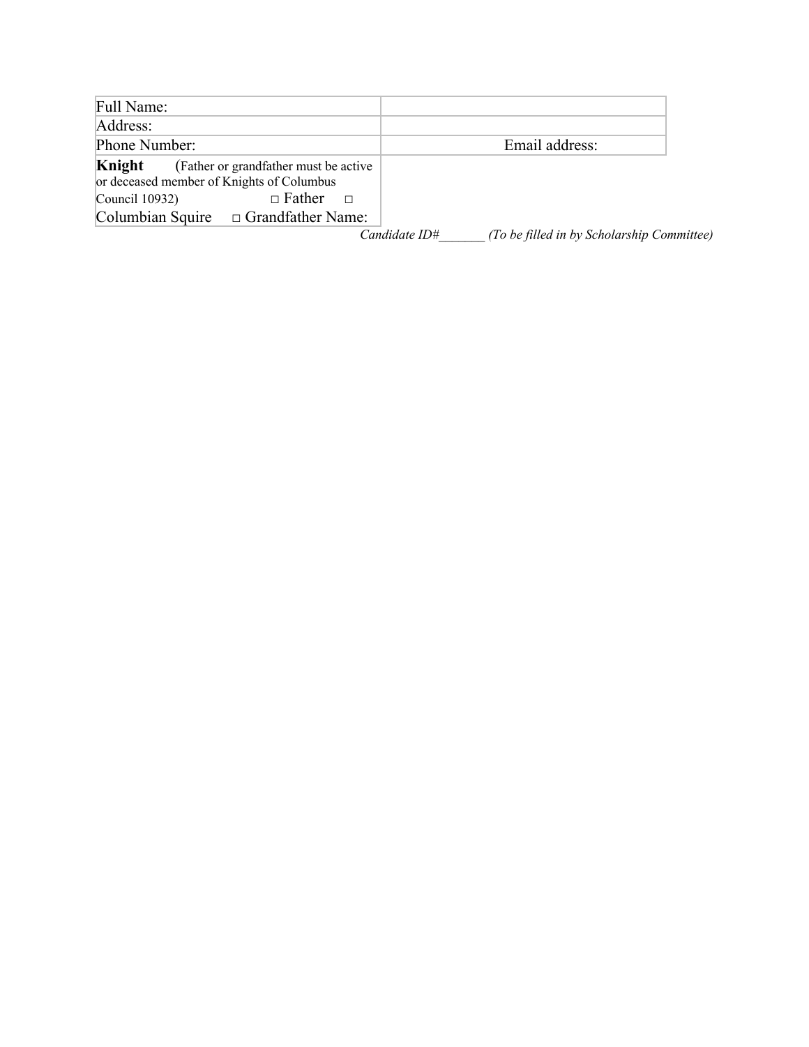| Full Name: | |
|---|---|
| Address: | |
| Phone Number: | Email address: |
| **Knight** (Father or grandfather must be active or deceased member of Knights of Columbus Council 10932) □ Father □ Columbian Squire □ Grandfather Name: | |

*Candidate ID#_______ (To be filled in by Scholarship Committee)*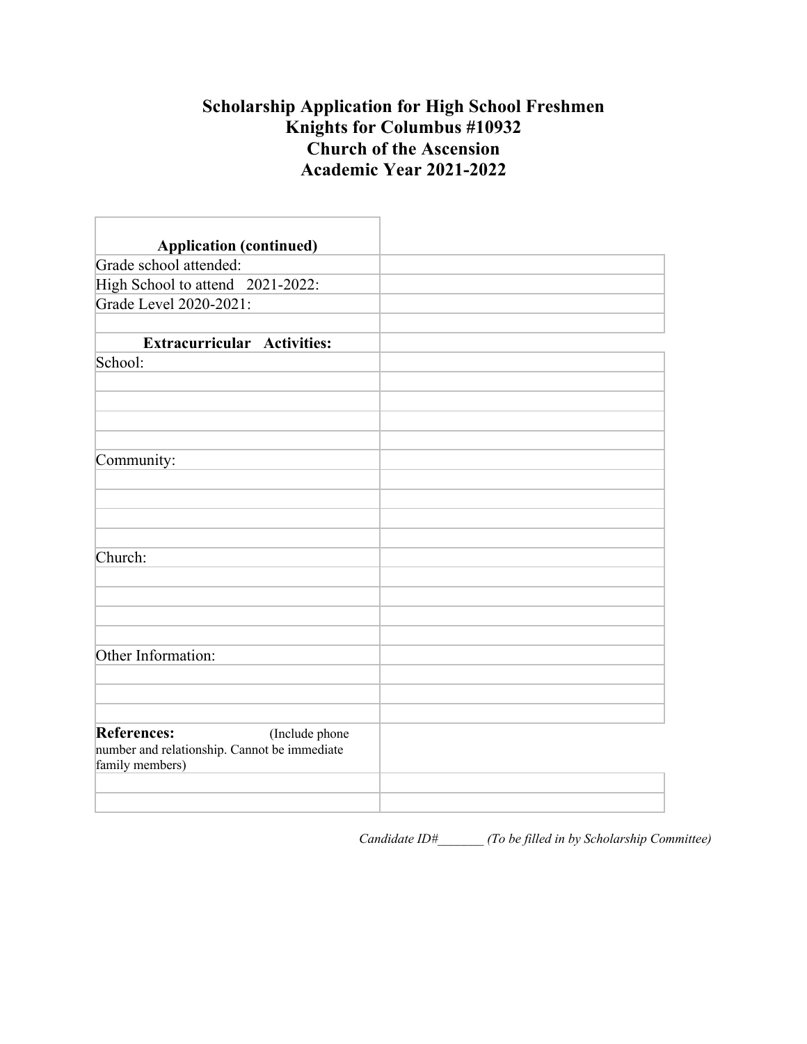# Scholarship Application for High School Freshmen
# Knights for Columbus #10932
# Church of the Ascension
# Academic Year 2021-2022

| **Application (continued)** | |
|---|---|
| Grade school attended: | |
| High School to attend 2021-2022: | |
| Grade Level 2020-2021: | |
| | |
| **Extracurricular Activities:** | |
| School: | |
| | |
| | |
| | |
| | |
| Community: | |
| | |
| | |
| | |
| | |
| Church: | |
| | |
| | |
| | |
| | |
| Other Information: | |
| | |
| | |
| | |
| **References:** (Include phone number and relationship. Cannot be immediate family members) | |
| | |
| | |

*Candidate ID#_______ (To be filled in by Scholarship Committee)*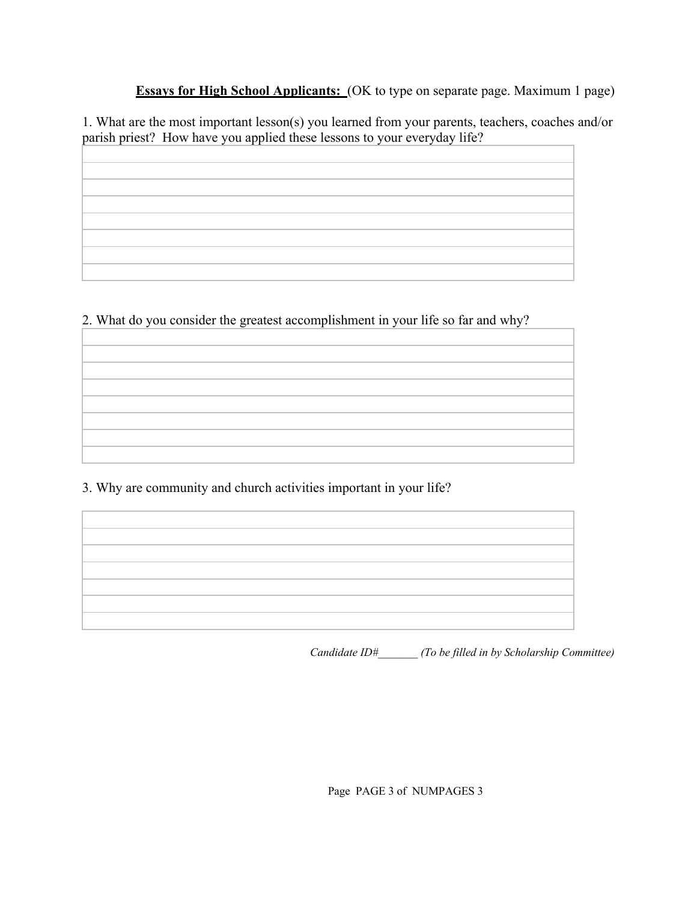**<u>Essays for High School Applicants:</u>** (OK to type on separate page. Maximum 1 page)

1. What are the most important lesson(s) you learned from your parents, teachers, coaches and/or parish priest? How have you applied these lessons to your everyday life?

| |
|---|
| |
| |
| |
| |
| |
| |
| |
| |

2. What do you consider the greatest accomplishment in your life so far and why?

| |
|---|
| |
| |
| |
| |
| |
| |
| |
| |

3. Why are community and church activities important in your life?

| |
|---|
| |
| |
| |
| |
| |
| |
| |

*Candidate ID#_______ (To be filled in by Scholarship Committee)*